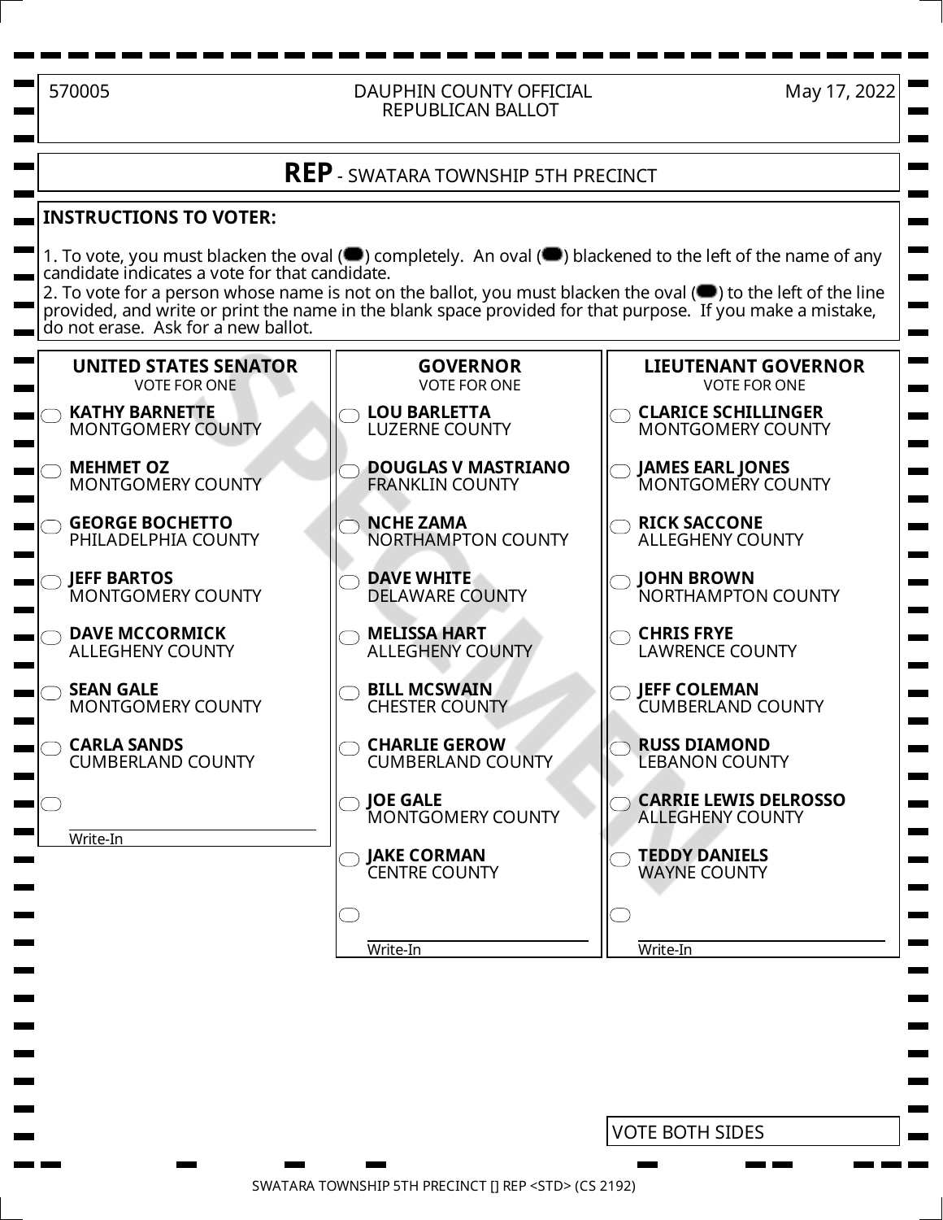570005

DAUPHIN COUNTY OFFICIAL
REPUBLICAN BALLOT

May 17, 2022

# REP - SWATARA TOWNSHIP 5TH PRECINCT

**INSTRUCTIONS TO VOTER:**

1. To vote, you must blacken the oval (⬬) completely. An oval (⬬) blackened to the left of the name of any candidate indicates a vote for that candidate.
2. To vote for a person whose name is not on the ballot, you must blacken the oval (⬬) to the left of the line provided, and write or print the name in the blank space provided for that purpose. If you make a mistake, do not erase. Ask for a new ballot.

## UNITED STATES SENATOR
VOTE FOR ONE

- **KATHY BARNETTE** MONTGOMERY COUNTY
- **MEHMET OZ** MONTGOMERY COUNTY
- **GEORGE BOCHETTO** PHILADELPHIA COUNTY
- **JEFF BARTOS** MONTGOMERY COUNTY
- **DAVE MCCORMICK** ALLEGHENY COUNTY
- **SEAN GALE** MONTGOMERY COUNTY
- **CARLA SANDS** CUMBERLAND COUNTY
- Write-In

## GOVERNOR
VOTE FOR ONE

- **LOU BARLETTA** LUZERNE COUNTY
- **DOUGLAS V MASTRIANO** FRANKLIN COUNTY
- **NCHE ZAMA** NORTHAMPTON COUNTY
- **DAVE WHITE** DELAWARE COUNTY
- **MELISSA HART** ALLEGHENY COUNTY
- **BILL MCSWAIN** CHESTER COUNTY
- **CHARLIE GEROW** CUMBERLAND COUNTY
- **JOE GALE** MONTGOMERY COUNTY
- **JAKE CORMAN** CENTRE COUNTY
- Write-In

## LIEUTENANT GOVERNOR
VOTE FOR ONE

- **CLARICE SCHILLINGER** MONTGOMERY COUNTY
- **JAMES EARL JONES** MONTGOMERY COUNTY
- **RICK SACCONE** ALLEGHENY COUNTY
- **JOHN BROWN** NORTHAMPTON COUNTY
- **CHRIS FRYE** LAWRENCE COUNTY
- **JEFF COLEMAN** CUMBERLAND COUNTY
- **RUSS DIAMOND** LEBANON COUNTY
- **CARRIE LEWIS DELROSSO** ALLEGHENY COUNTY
- **TEDDY DANIELS** WAYNE COUNTY
- Write-In

VOTE BOTH SIDES

SWATARA TOWNSHIP 5TH PRECINCT [] REP <STD> (CS 2192)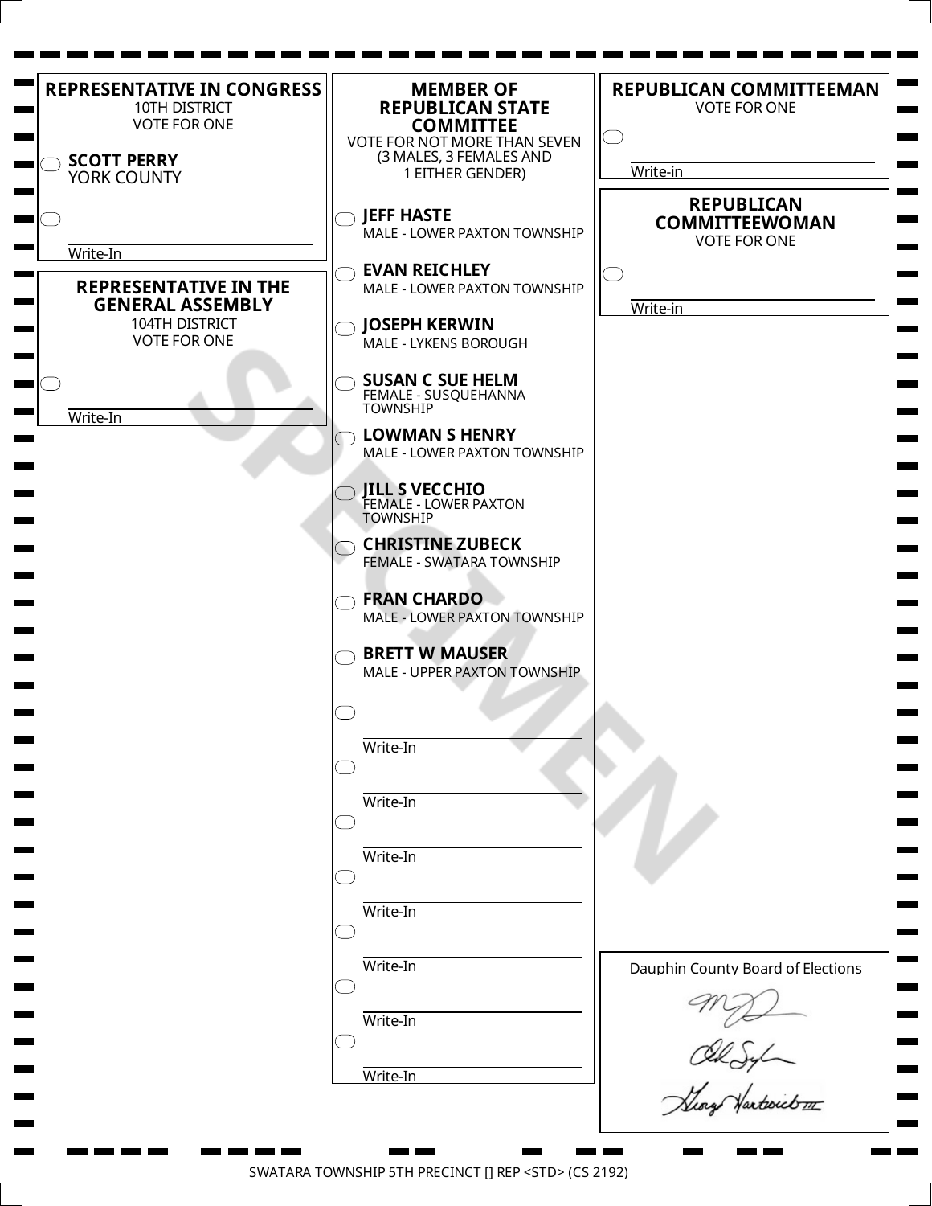## REPRESENTATIVE IN CONGRESS
10TH DISTRICT
VOTE FOR ONE

- SCOTT PERRY
  YORK COUNTY
- Write-In

## REPRESENTATIVE IN THE GENERAL ASSEMBLY
104TH DISTRICT
VOTE FOR ONE

- Write-In

## MEMBER OF REPUBLICAN STATE COMMITTEE
VOTE FOR NOT MORE THAN SEVEN
(3 MALES, 3 FEMALES AND
1 EITHER GENDER)

- **JEFF HASTE**
  MALE - LOWER PAXTON TOWNSHIP
- **EVAN REICHLEY**
  MALE - LOWER PAXTON TOWNSHIP
- **JOSEPH KERWIN**
  MALE - LYKENS BOROUGH
- **SUSAN C SUE HELM**
  FEMALE - SUSQUEHANNA TOWNSHIP
- **LOWMAN S HENRY**
  MALE - LOWER PAXTON TOWNSHIP
- **JILL S VECCHIO**
  FEMALE - LOWER PAXTON TOWNSHIP
- **CHRISTINE ZUBECK**
  FEMALE - SWATARA TOWNSHIP
- **FRAN CHARDO**
  MALE - LOWER PAXTON TOWNSHIP
- **BRETT W MAUSER**
  MALE - UPPER PAXTON TOWNSHIP
- Write-In
- Write-In
- Write-In
- Write-In
- Write-In
- Write-In
- Write-In

## REPUBLICAN COMMITTEEMAN
VOTE FOR ONE

- Write-in

## REPUBLICAN COMMITTEEWOMAN
VOTE FOR ONE

- Write-in

Dauphin County Board of Elections

SPECIMEN

SWATARA TOWNSHIP 5TH PRECINCT [] REP <STD> (CS 2192)